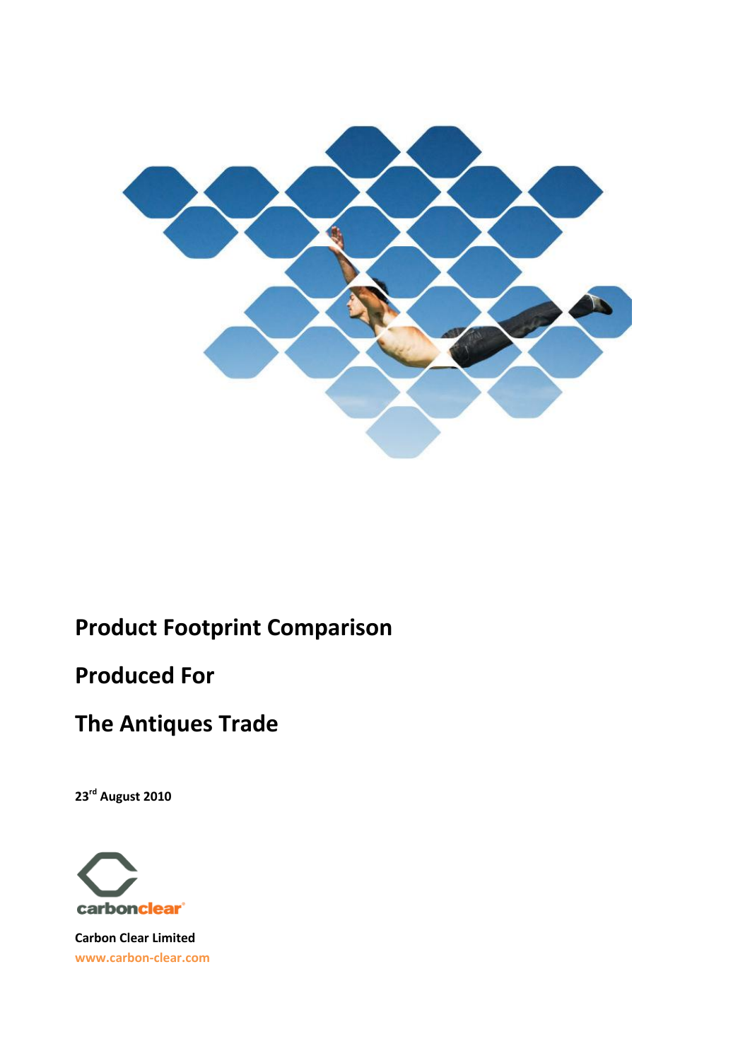# Product Footprint Comparison

# Produced For

# The Antiques Trade

**23rd August 2010**

carbonclear

**Carbon Clear Limited**

www.carbon-clear.com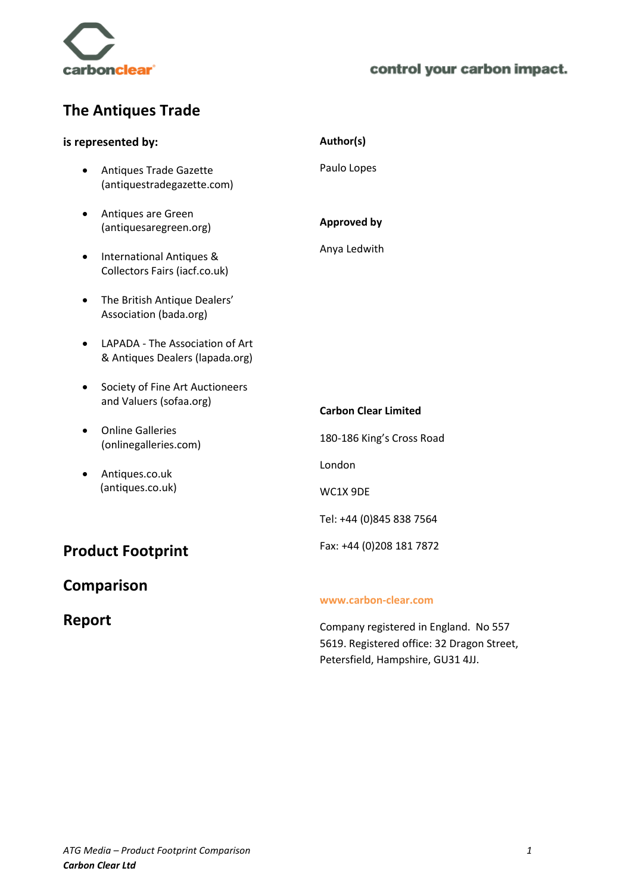carbonclear

control your carbon impact.

# The Antiques Trade

**is represented by:**

- Antiques Trade Gazette (antiquestradegazette.com)
- Antiques are Green (antiquesaregreen.org)
- International Antiques & Collectors Fairs (iacf.co.uk)
- The British Antique Dealers' Association (bada.org)
- LAPADA - The Association of Art & Antiques Dealers (lapada.org)
- Society of Fine Art Auctioneers and Valuers (sofaa.org)
- Online Galleries (onlinegalleries.com)
- Antiques.co.uk (antiques.co.uk)

# Product Footprint Comparison Report

**Author(s)**

Paulo Lopes

**Approved by**

Anya Ledwith

**Carbon Clear Limited**

180-186 King's Cross Road

London

WC1X 9DE

Tel: +44 (0)845 838 7564

Fax: +44 (0)208 181 7872

www.carbon-clear.com

Company registered in England. No 557 5619. Registered office: 32 Dragon Street, Petersfield, Hampshire, GU31 4JJ.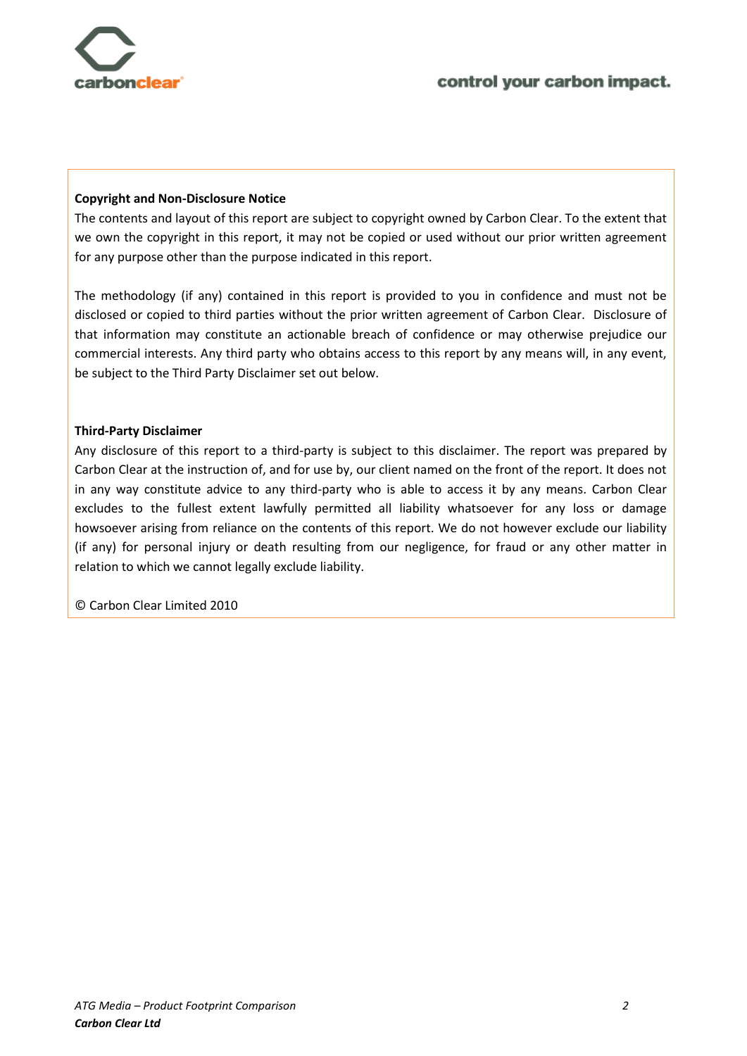**Copyright and Non-Disclosure Notice**

The contents and layout of this report are subject to copyright owned by Carbon Clear. To the extent that we own the copyright in this report, it may not be copied or used without our prior written agreement for any purpose other than the purpose indicated in this report.

The methodology (if any) contained in this report is provided to you in confidence and must not be disclosed or copied to third parties without the prior written agreement of Carbon Clear. Disclosure of that information may constitute an actionable breach of confidence or may otherwise prejudice our commercial interests. Any third party who obtains access to this report by any means will, in any event, be subject to the Third Party Disclaimer set out below.

**Third-Party Disclaimer**

Any disclosure of this report to a third-party is subject to this disclaimer. The report was prepared by Carbon Clear at the instruction of, and for use by, our client named on the front of the report. It does not in any way constitute advice to any third-party who is able to access it by any means. Carbon Clear excludes to the fullest extent lawfully permitted all liability whatsoever for any loss or damage howsoever arising from reliance on the contents of this report. We do not however exclude our liability (if any) for personal injury or death resulting from our negligence, for fraud or any other matter in relation to which we cannot legally exclude liability.

© Carbon Clear Limited 2010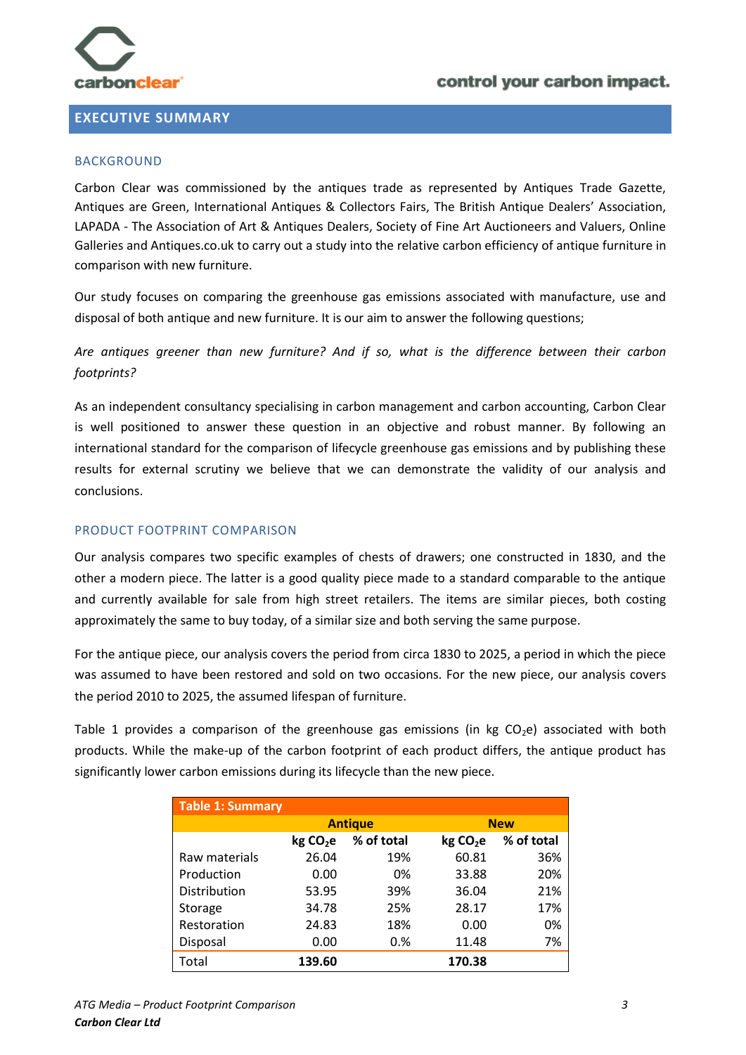## EXECUTIVE SUMMARY

### BACKGROUND

Carbon Clear was commissioned by the antiques trade as represented by Antiques Trade Gazette, Antiques are Green, International Antiques & Collectors Fairs, The British Antique Dealers' Association, LAPADA - The Association of Art & Antiques Dealers, Society of Fine Art Auctioneers and Valuers, Online Galleries and Antiques.co.uk to carry out a study into the relative carbon efficiency of antique furniture in comparison with new furniture.

Our study focuses on comparing the greenhouse gas emissions associated with manufacture, use and disposal of both antique and new furniture. It is our aim to answer the following questions;

*Are antiques greener than new furniture? And if so, what is the difference between their carbon footprints?*

As an independent consultancy specialising in carbon management and carbon accounting, Carbon Clear is well positioned to answer these question in an objective and robust manner. By following an international standard for the comparison of lifecycle greenhouse gas emissions and by publishing these results for external scrutiny we believe that we can demonstrate the validity of our analysis and conclusions.

### PRODUCT FOOTPRINT COMPARISON

Our analysis compares two specific examples of chests of drawers; one constructed in 1830, and the other a modern piece. The latter is a good quality piece made to a standard comparable to the antique and currently available for sale from high street retailers. The items are similar pieces, both costing approximately the same to buy today, of a similar size and both serving the same purpose.

For the antique piece, our analysis covers the period from circa 1830 to 2025, a period in which the piece was assumed to have been restored and sold on two occasions. For the new piece, our analysis covers the period 2010 to 2025, the assumed lifespan of furniture.

Table 1 provides a comparison of the greenhouse gas emissions (in kg $CO_2e$) associated with both products. While the make-up of the carbon footprint of each product differs, the antique product has significantly lower carbon emissions during its lifecycle than the new piece.

**Table 1: Summary**

| | Antique | | New | |
|---|---|---|---|---|
| | kg $CO_2e$ | % of total | kg $CO_2e$ | % of total |
| Raw materials | 26.04 | 19% | 60.81 | 36% |
| Production | 0.00 | 0% | 33.88 | 20% |
| Distribution | 53.95 | 39% | 36.04 | 21% |
| Storage | 34.78 | 25% | 28.17 | 17% |
| Restoration | 24.83 | 18% | 0.00 | 0% |
| Disposal | 0.00 | 0.% | 11.48 | 7% |
| Total | **139.60** | | **170.38** | |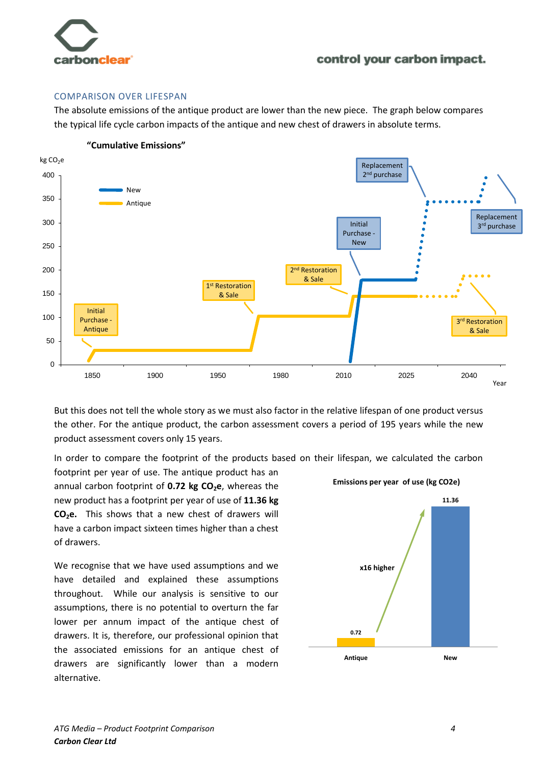## COMPARISON OVER LIFESPAN

The absolute emissions of the antique product are lower than the new piece. The graph below compares the typical life cycle carbon impacts of the antique and new chest of drawers in absolute terms.

**"Cumulative Emissions"**

kg $CO_2$e

Legend: New, Antique

Initial Purchase - Antique; 1st Restoration & Sale; 2nd Restoration & Sale; Initial Purchase - New; Replacement 2nd purchase; Replacement 3rd purchase; 3rd Restoration & Sale

Year: 1850, 1900, 1950, 1980, 2010, 2025, 2040

But this does not tell the whole story as we must also factor in the relative lifespan of one product versus the other. For the antique product, the carbon assessment covers a period of 195 years while the new product assessment covers only 15 years.

In order to compare the footprint of the products based on their lifespan, we calculated the carbon footprint per year of use. The antique product has an annual carbon footprint of **0.72 kg $CO_2$e**, whereas the new product has a footprint per year of use of **11.36 kg $CO_2$e.** This shows that a new chest of drawers will have a carbon impact sixteen times higher than a chest of drawers.

**Emissions per year of use (kg CO2e)**

| | Antique | New |
|---|---|---|
| Emissions per year of use (kg CO2e) | 0.72 | 11.36 |

x16 higher

We recognise that we have used assumptions and we have detailed and explained these assumptions throughout. While our analysis is sensitive to our assumptions, there is no potential to overturn the far lower per annum impact of the antique chest of drawers. It is, therefore, our professional opinion that the associated emissions for an antique chest of drawers are significantly lower than a modern alternative.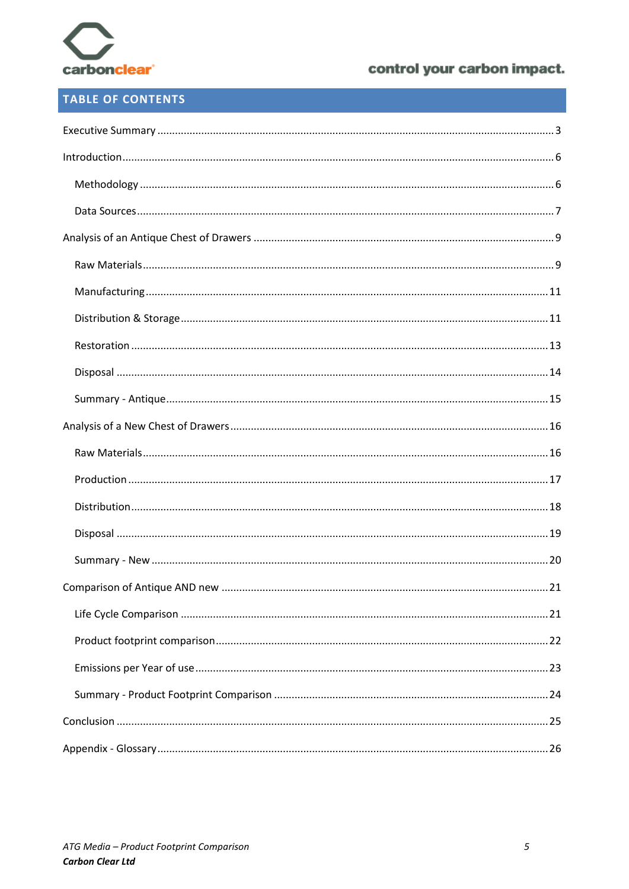## TABLE OF CONTENTS

Executive Summary ..... 3

Introduction ..... 6

- Methodology ..... 6
- Data Sources ..... 7

Analysis of an Antique Chest of Drawers ..... 9

- Raw Materials ..... 9
- Manufacturing ..... 11
- Distribution & Storage ..... 11
- Restoration ..... 13
- Disposal ..... 14
- Summary - Antique ..... 15

Analysis of a New Chest of Drawers ..... 16

- Raw Materials ..... 16
- Production ..... 17
- Distribution ..... 18
- Disposal ..... 19
- Summary - New ..... 20

Comparison of Antique AND new ..... 21

- Life Cycle Comparison ..... 21
- Product footprint comparison ..... 22
- Emissions per Year of use ..... 23
- Summary - Product Footprint Comparison ..... 24

Conclusion ..... 25

Appendix - Glossary ..... 26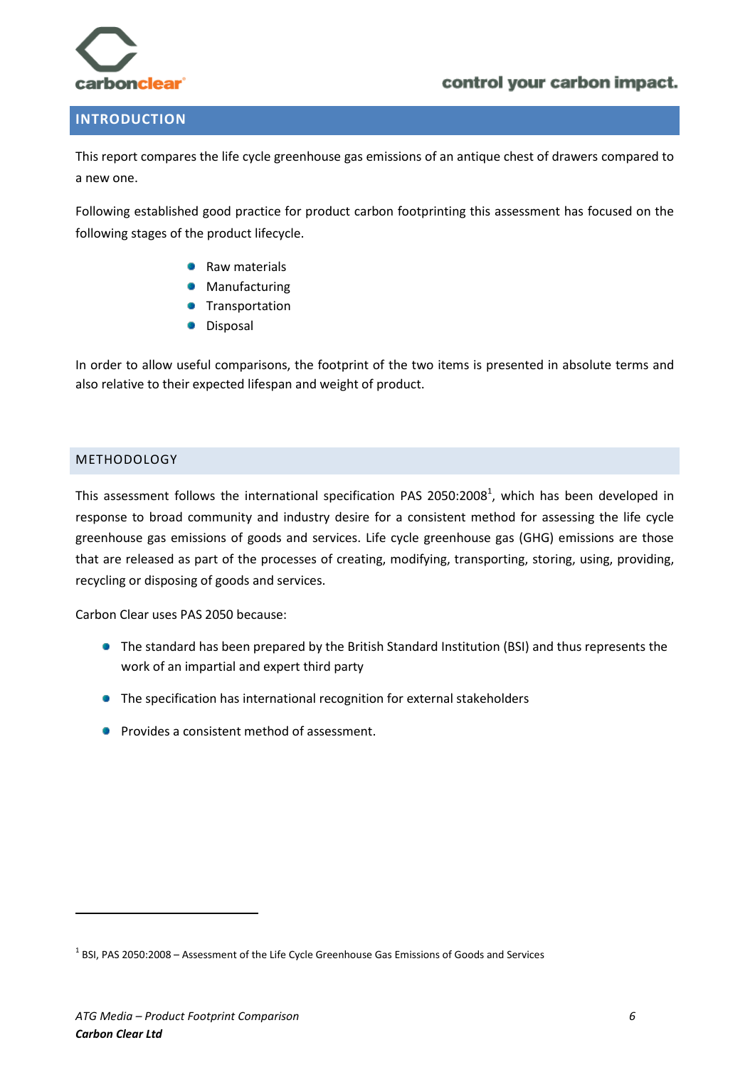## INTRODUCTION

This report compares the life cycle greenhouse gas emissions of an antique chest of drawers compared to a new one.

Following established good practice for product carbon footprinting this assessment has focused on the following stages of the product lifecycle.

- Raw materials
- Manufacturing
- Transportation
- Disposal

In order to allow useful comparisons, the footprint of the two items is presented in absolute terms and also relative to their expected lifespan and weight of product.

## METHODOLOGY

This assessment follows the international specification PAS 2050:2008[1], which has been developed in response to broad community and industry desire for a consistent method for assessing the life cycle greenhouse gas emissions of goods and services. Life cycle greenhouse gas (GHG) emissions are those that are released as part of the processes of creating, modifying, transporting, storing, using, providing, recycling or disposing of goods and services.

Carbon Clear uses PAS 2050 because:

- The standard has been prepared by the British Standard Institution (BSI) and thus represents the work of an impartial and expert third party
- The specification has international recognition for external stakeholders
- Provides a consistent method of assessment.

[1] BSI, PAS 2050:2008 – Assessment of the Life Cycle Greenhouse Gas Emissions of Goods and Services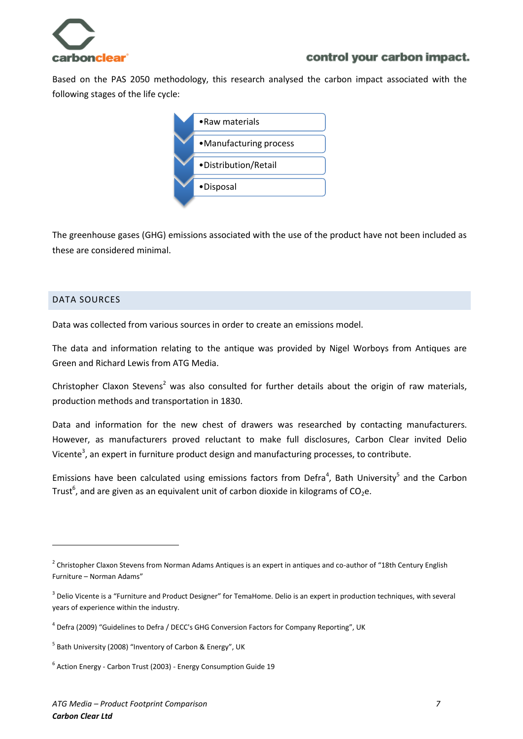Based on the PAS 2050 methodology, this research analysed the carbon impact associated with the following stages of the life cycle:

- Raw materials
- Manufacturing process
- Distribution/Retail
- Disposal

The greenhouse gases (GHG) emissions associated with the use of the product have not been included as these are considered minimal.

## DATA SOURCES

Data was collected from various sources in order to create an emissions model.

The data and information relating to the antique was provided by Nigel Worboys from Antiques are Green and Richard Lewis from ATG Media.

Christopher Claxon Stevens[2] was also consulted for further details about the origin of raw materials, production methods and transportation in 1830.

Data and information for the new chest of drawers was researched by contacting manufacturers. However, as manufacturers proved reluctant to make full disclosures, Carbon Clear invited Delio Vicente[3], an expert in furniture product design and manufacturing processes, to contribute.

Emissions have been calculated using emissions factors from Defra[4], Bath University[5] and the Carbon Trust[6], and are given as an equivalent unit of carbon dioxide in kilograms of $CO_2$e.

---

[2] Christopher Claxon Stevens from Norman Adams Antiques is an expert in antiques and co-author of "18th Century English Furniture – Norman Adams"

[3] Delio Vicente is a "Furniture and Product Designer" for TemaHome. Delio is an expert in production techniques, with several years of experience within the industry.

[4] Defra (2009) "Guidelines to Defra / DECC's GHG Conversion Factors for Company Reporting", UK

[5] Bath University (2008) "Inventory of Carbon & Energy", UK

[6] Action Energy - Carbon Trust (2003) - Energy Consumption Guide 19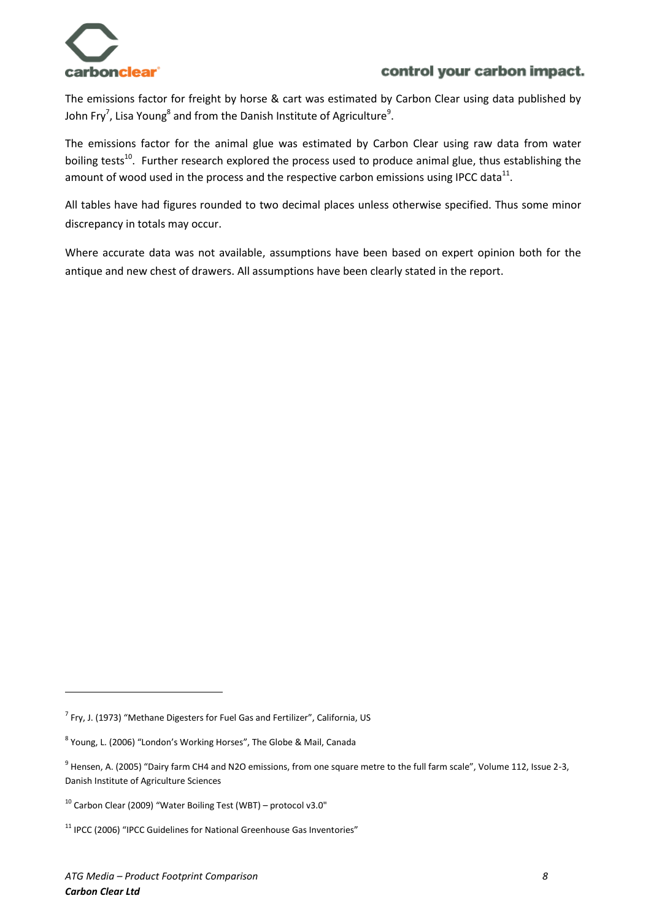The emissions factor for freight by horse & cart was estimated by Carbon Clear using data published by John Fry[7], Lisa Young[8] and from the Danish Institute of Agriculture[9].

The emissions factor for the animal glue was estimated by Carbon Clear using raw data from water boiling tests[10]. Further research explored the process used to produce animal glue, thus establishing the amount of wood used in the process and the respective carbon emissions using IPCC data[11].

All tables have had figures rounded to two decimal places unless otherwise specified. Thus some minor discrepancy in totals may occur.

Where accurate data was not available, assumptions have been based on expert opinion both for the antique and new chest of drawers. All assumptions have been clearly stated in the report.

---

[7] Fry, J. (1973) "Methane Digesters for Fuel Gas and Fertilizer", California, US

[8] Young, L. (2006) "London's Working Horses", The Globe & Mail, Canada

[9] Hensen, A. (2005) "Dairy farm CH4 and N2O emissions, from one square metre to the full farm scale", Volume 112, Issue 2-3, Danish Institute of Agriculture Sciences

[10] Carbon Clear (2009) "Water Boiling Test (WBT) – protocol v3.0"

[11] IPCC (2006) "IPCC Guidelines for National Greenhouse Gas Inventories"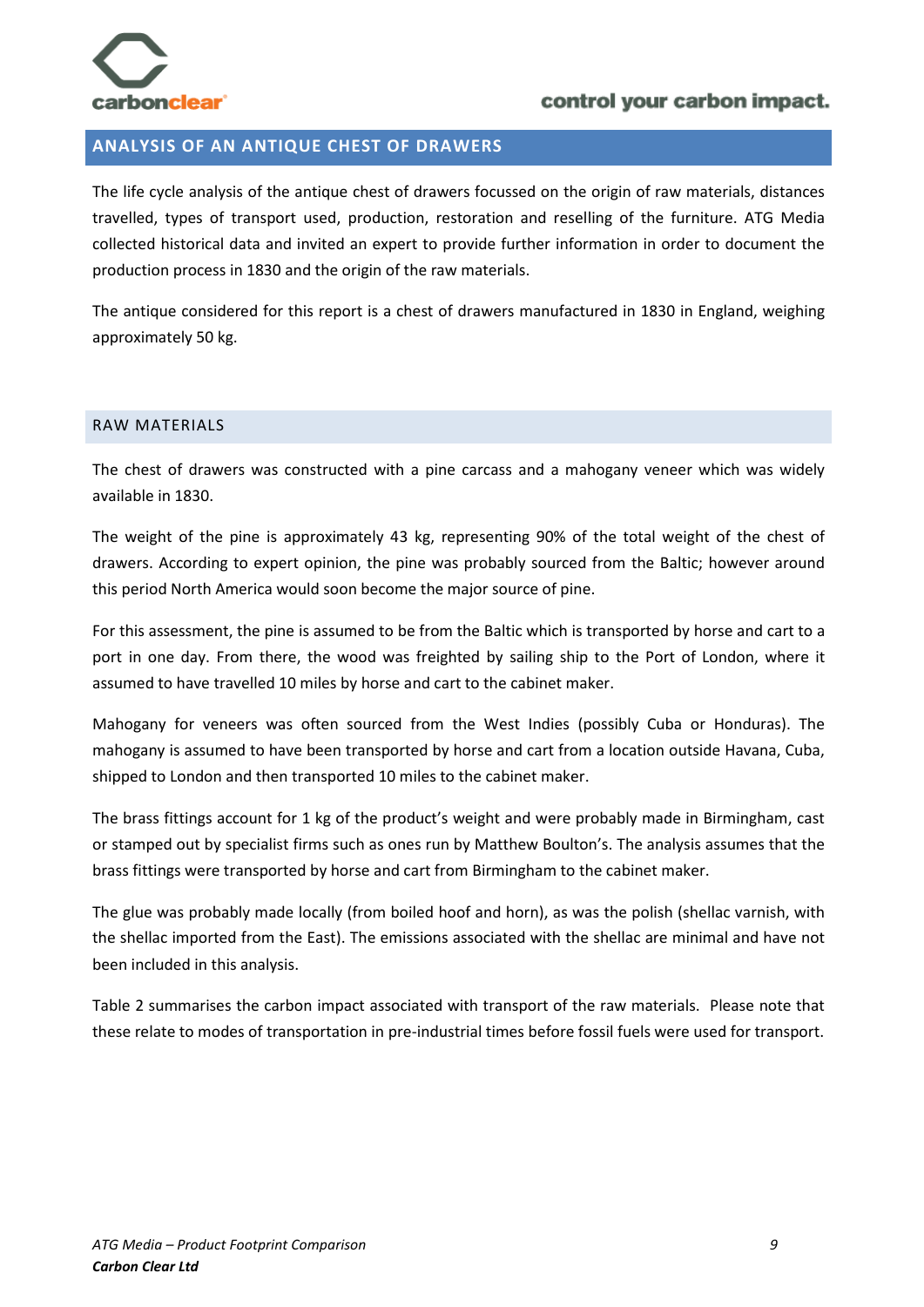## ANALYSIS OF AN ANTIQUE CHEST OF DRAWERS

The life cycle analysis of the antique chest of drawers focussed on the origin of raw materials, distances travelled, types of transport used, production, restoration and reselling of the furniture. ATG Media collected historical data and invited an expert to provide further information in order to document the production process in 1830 and the origin of the raw materials.

The antique considered for this report is a chest of drawers manufactured in 1830 in England, weighing approximately 50 kg.

### RAW MATERIALS

The chest of drawers was constructed with a pine carcass and a mahogany veneer which was widely available in 1830.

The weight of the pine is approximately 43 kg, representing 90% of the total weight of the chest of drawers. According to expert opinion, the pine was probably sourced from the Baltic; however around this period North America would soon become the major source of pine.

For this assessment, the pine is assumed to be from the Baltic which is transported by horse and cart to a port in one day. From there, the wood was freighted by sailing ship to the Port of London, where it assumed to have travelled 10 miles by horse and cart to the cabinet maker.

Mahogany for veneers was often sourced from the West Indies (possibly Cuba or Honduras). The mahogany is assumed to have been transported by horse and cart from a location outside Havana, Cuba, shipped to London and then transported 10 miles to the cabinet maker.

The brass fittings account for 1 kg of the product's weight and were probably made in Birmingham, cast or stamped out by specialist firms such as ones run by Matthew Boulton's. The analysis assumes that the brass fittings were transported by horse and cart from Birmingham to the cabinet maker.

The glue was probably made locally (from boiled hoof and horn), as was the polish (shellac varnish, with the shellac imported from the East). The emissions associated with the shellac are minimal and have not been included in this analysis.

Table 2 summarises the carbon impact associated with transport of the raw materials. Please note that these relate to modes of transportation in pre-industrial times before fossil fuels were used for transport.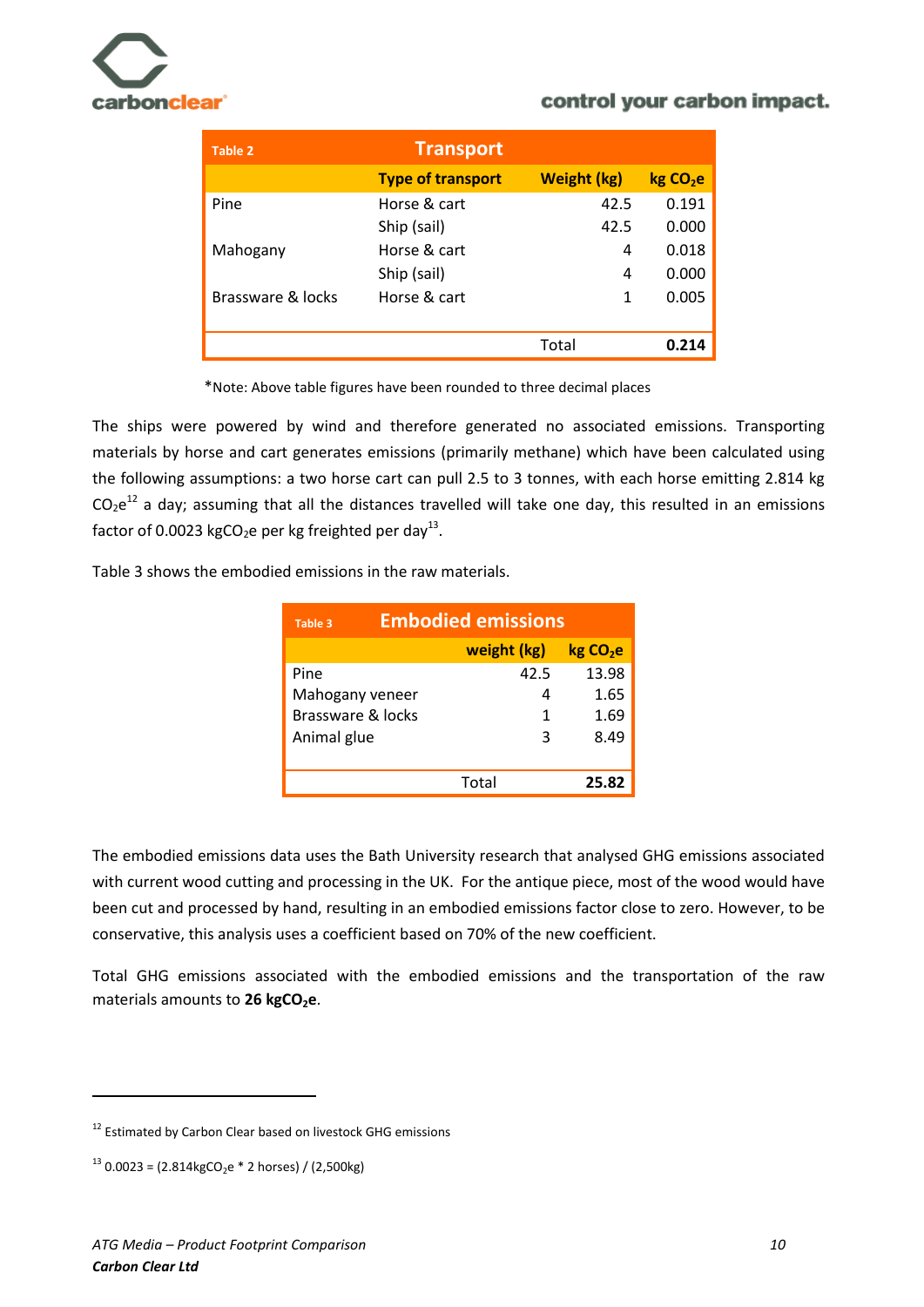| Table 2 | Transport | | |
|---|---|---|---|
| | **Type of transport** | **Weight (kg)** | **kg $CO_2e$** |
| Pine | Horse & cart | 42.5 | 0.191 |
| | Ship (sail) | 42.5 | 0.000 |
| Mahogany | Horse & cart | 4 | 0.018 |
| | Ship (sail) | 4 | 0.000 |
| Brassware & locks | Horse & cart | 1 | 0.005 |
| | | Total | **0.214** |

*Note: Above table figures have been rounded to three decimal places

The ships were powered by wind and therefore generated no associated emissions. Transporting materials by horse and cart generates emissions (primarily methane) which have been calculated using the following assumptions: a two horse cart can pull 2.5 to 3 tonnes, with each horse emitting 2.814 kg $CO_2e$[12] a day; assuming that all the distances travelled will take one day, this resulted in an emissions factor of 0.0023 $kgCO_2e$ per kg freighted per day[13].

Table 3 shows the embodied emissions in the raw materials.

| Table 3 Embodied emissions | | |
|---|---|---|
| | **weight (kg)** | **kg $CO_2e$** |
| Pine | 42.5 | 13.98 |
| Mahogany veneer | 4 | 1.65 |
| Brassware & locks | 1 | 1.69 |
| Animal glue | 3 | 8.49 |
| | Total | **25.82** |

The embodied emissions data uses the Bath University research that analysed GHG emissions associated with current wood cutting and processing in the UK. For the antique piece, most of the wood would have been cut and processed by hand, resulting in an embodied emissions factor close to zero. However, to be conservative, this analysis uses a coefficient based on 70% of the new coefficient.

Total GHG emissions associated with the embodied emissions and the transportation of the raw materials amounts to **26 $kgCO_2e$**.

---

[12] Estimated by Carbon Clear based on livestock GHG emissions

[13] 0.0023 = (2.814$kgCO_2e$ * 2 horses) / (2,500kg)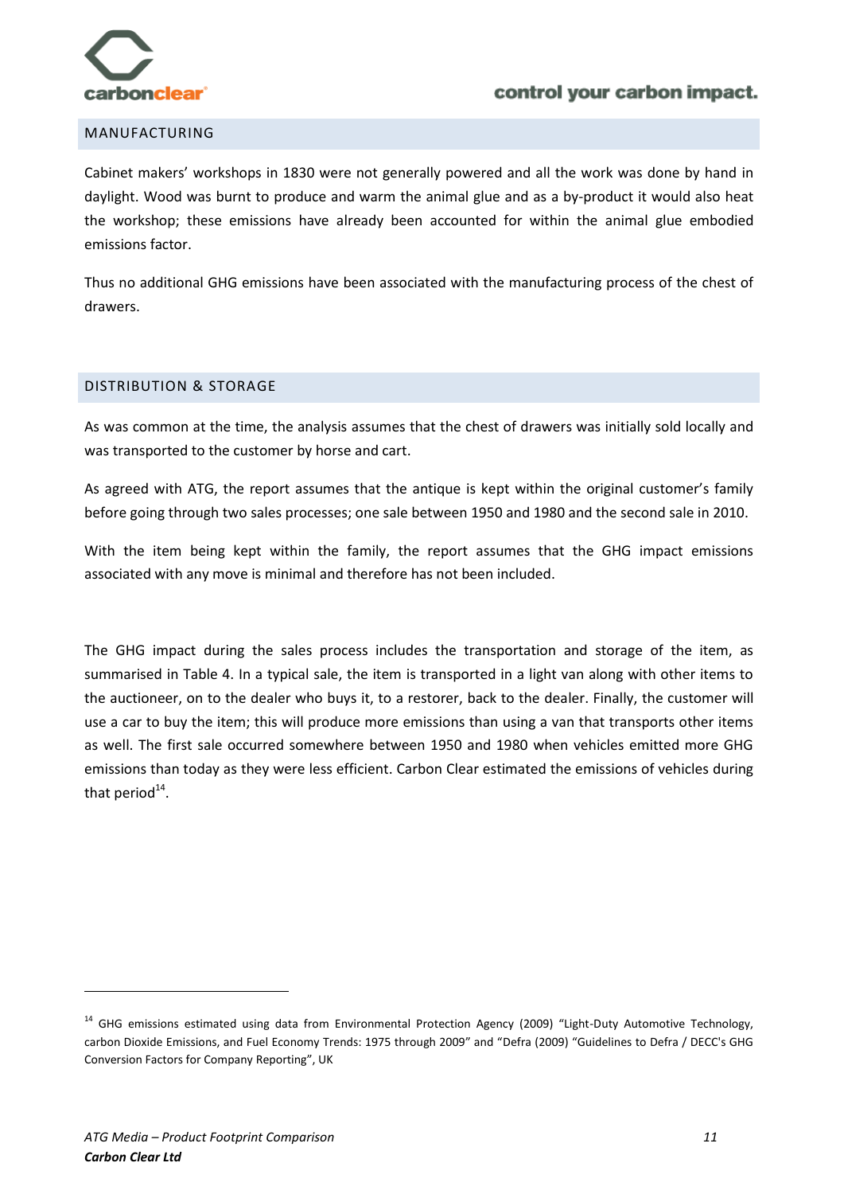## MANUFACTURING

Cabinet makers' workshops in 1830 were not generally powered and all the work was done by hand in daylight. Wood was burnt to produce and warm the animal glue and as a by-product it would also heat the workshop; these emissions have already been accounted for within the animal glue embodied emissions factor.

Thus no additional GHG emissions have been associated with the manufacturing process of the chest of drawers.

## DISTRIBUTION & STORAGE

As was common at the time, the analysis assumes that the chest of drawers was initially sold locally and was transported to the customer by horse and cart.

As agreed with ATG, the report assumes that the antique is kept within the original customer's family before going through two sales processes; one sale between 1950 and 1980 and the second sale in 2010.

With the item being kept within the family, the report assumes that the GHG impact emissions associated with any move is minimal and therefore has not been included.

The GHG impact during the sales process includes the transportation and storage of the item, as summarised in Table 4. In a typical sale, the item is transported in a light van along with other items to the auctioneer, on to the dealer who buys it, to a restorer, back to the dealer. Finally, the customer will use a car to buy the item; this will produce more emissions than using a van that transports other items as well. The first sale occurred somewhere between 1950 and 1980 when vehicles emitted more GHG emissions than today as they were less efficient. Carbon Clear estimated the emissions of vehicles during that period[14].

[14] GHG emissions estimated using data from Environmental Protection Agency (2009) "Light-Duty Automotive Technology, carbon Dioxide Emissions, and Fuel Economy Trends: 1975 through 2009" and "Defra (2009) "Guidelines to Defra / DECC's GHG Conversion Factors for Company Reporting", UK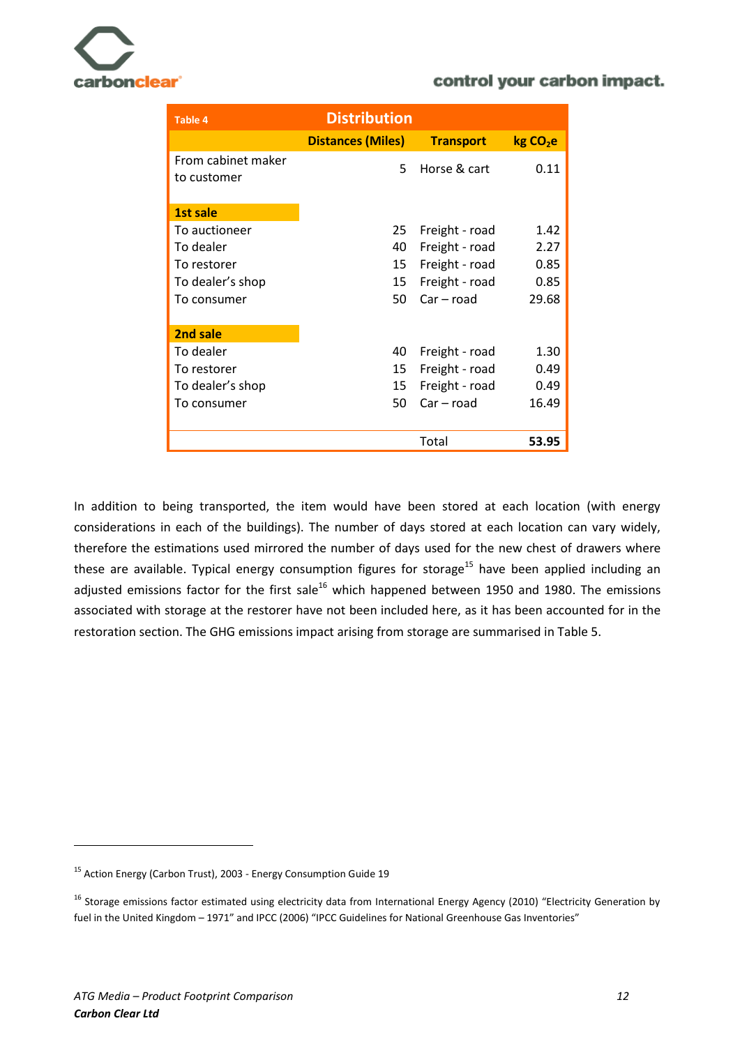| Table 4 | Distribution | | |
|---|---|---|---|
| | **Distances (Miles)** | **Transport** | **kg $CO_2e$** |
| From cabinet maker to customer | 5 | Horse & cart | 0.11 |
| **1st sale** | | | |
| To auctioneer | 25 | Freight - road | 1.42 |
| To dealer | 40 | Freight - road | 2.27 |
| To restorer | 15 | Freight - road | 0.85 |
| To dealer's shop | 15 | Freight - road | 0.85 |
| To consumer | 50 | Car – road | 29.68 |
| **2nd sale** | | | |
| To dealer | 40 | Freight - road | 1.30 |
| To restorer | 15 | Freight - road | 0.49 |
| To dealer's shop | 15 | Freight - road | 0.49 |
| To consumer | 50 | Car – road | 16.49 |
| | | Total | **53.95** |

In addition to being transported, the item would have been stored at each location (with energy considerations in each of the buildings). The number of days stored at each location can vary widely, therefore the estimations used mirrored the number of days used for the new chest of drawers where these are available. Typical energy consumption figures for storage[15] have been applied including an adjusted emissions factor for the first sale[16] which happened between 1950 and 1980. The emissions associated with storage at the restorer have not been included here, as it has been accounted for in the restoration section. The GHG emissions impact arising from storage are summarised in Table 5.

[15] Action Energy (Carbon Trust), 2003 - Energy Consumption Guide 19

[16] Storage emissions factor estimated using electricity data from International Energy Agency (2010) "Electricity Generation by fuel in the United Kingdom – 1971" and IPCC (2006) "IPCC Guidelines for National Greenhouse Gas Inventories"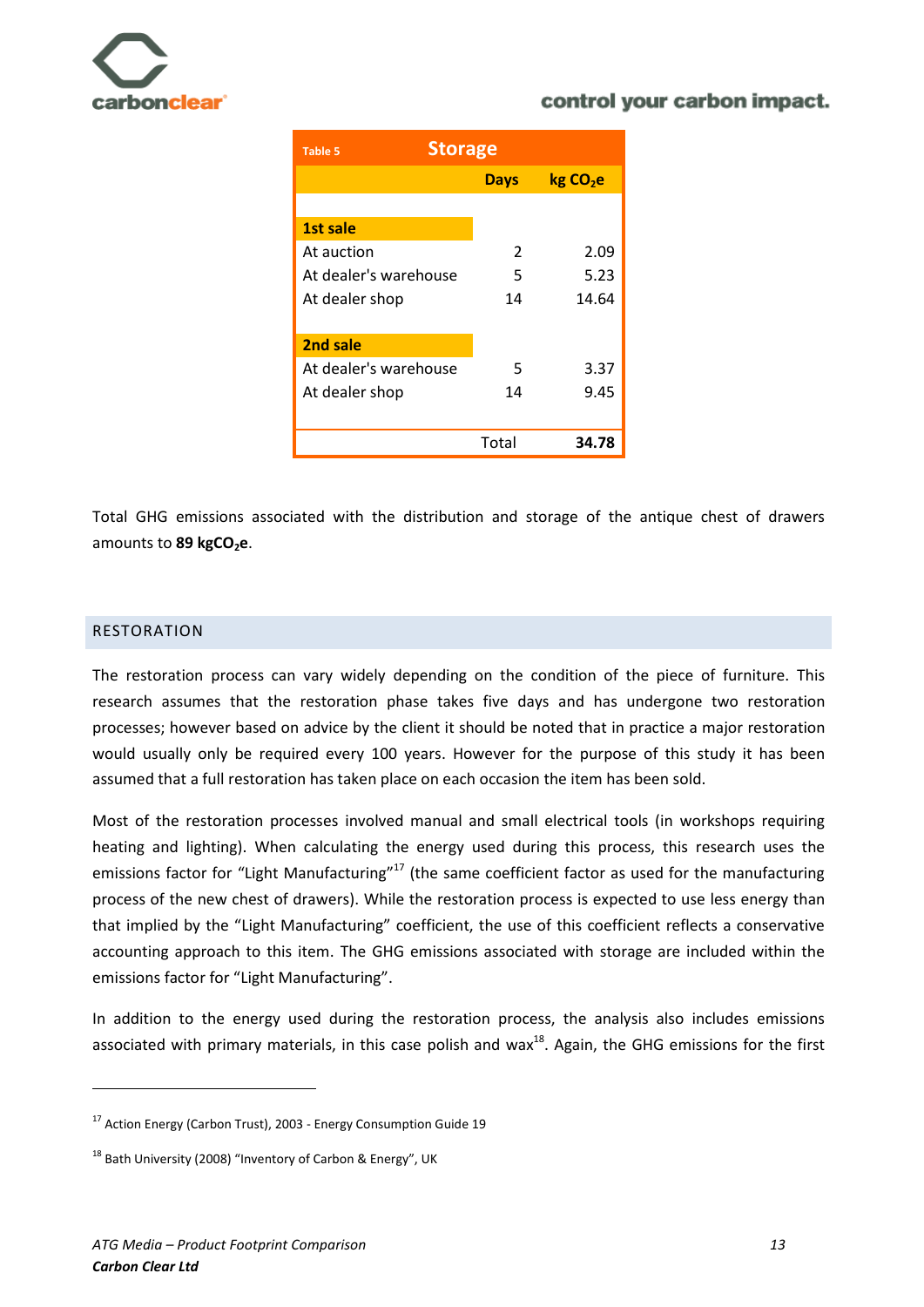| Table 5 Storage | Days | kg $CO_2$e |
|---|---|---|
| **1st sale** | | |
| At auction | 2 | 2.09 |
| At dealer's warehouse | 5 | 5.23 |
| At dealer shop | 14 | 14.64 |
| **2nd sale** | | |
| At dealer's warehouse | 5 | 3.37 |
| At dealer shop | 14 | 9.45 |
| | Total | **34.78** |

Total GHG emissions associated with the distribution and storage of the antique chest of drawers amounts to **89 kg$CO_2$e**.

## RESTORATION

The restoration process can vary widely depending on the condition of the piece of furniture. This research assumes that the restoration phase takes five days and has undergone two restoration processes; however based on advice by the client it should be noted that in practice a major restoration would usually only be required every 100 years. However for the purpose of this study it has been assumed that a full restoration has taken place on each occasion the item has been sold.

Most of the restoration processes involved manual and small electrical tools (in workshops requiring heating and lighting). When calculating the energy used during this process, this research uses the emissions factor for "Light Manufacturing"[17] (the same coefficient factor as used for the manufacturing process of the new chest of drawers). While the restoration process is expected to use less energy than that implied by the "Light Manufacturing" coefficient, the use of this coefficient reflects a conservative accounting approach to this item. The GHG emissions associated with storage are included within the emissions factor for "Light Manufacturing".

In addition to the energy used during the restoration process, the analysis also includes emissions associated with primary materials, in this case polish and wax[18]. Again, the GHG emissions for the first

---

[17] Action Energy (Carbon Trust), 2003 - Energy Consumption Guide 19

[18] Bath University (2008) "Inventory of Carbon & Energy", UK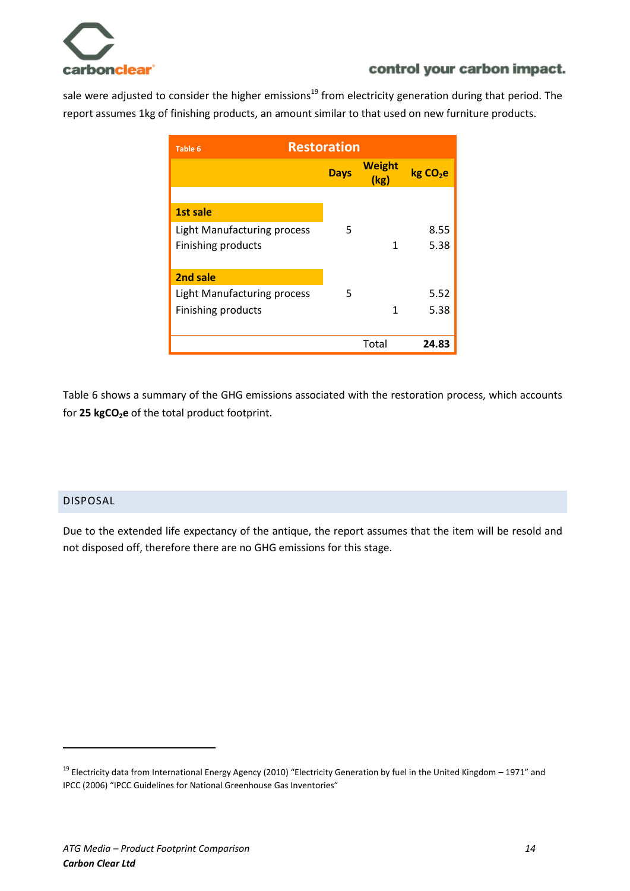sale were adjusted to consider the higher emissions[19] from electricity generation during that period. The report assumes 1kg of finishing products, an amount similar to that used on new furniture products.

| Table 6 — Restoration | Days | Weight (kg) | kg $CO_2$e |
|---|---|---|---|
| **1st sale** | | | |
| Light Manufacturing process | 5 | | 8.55 |
| Finishing products | | 1 | 5.38 |
| **2nd sale** | | | |
| Light Manufacturing process | 5 | | 5.52 |
| Finishing products | | 1 | 5.38 |
| | | Total | **24.83** |

Table 6 shows a summary of the GHG emissions associated with the restoration process, which accounts for **25 kg$CO_2$e** of the total product footprint.

## DISPOSAL

Due to the extended life expectancy of the antique, the report assumes that the item will be resold and not disposed off, therefore there are no GHG emissions for this stage.

[19] Electricity data from International Energy Agency (2010) "Electricity Generation by fuel in the United Kingdom – 1971" and IPCC (2006) "IPCC Guidelines for National Greenhouse Gas Inventories"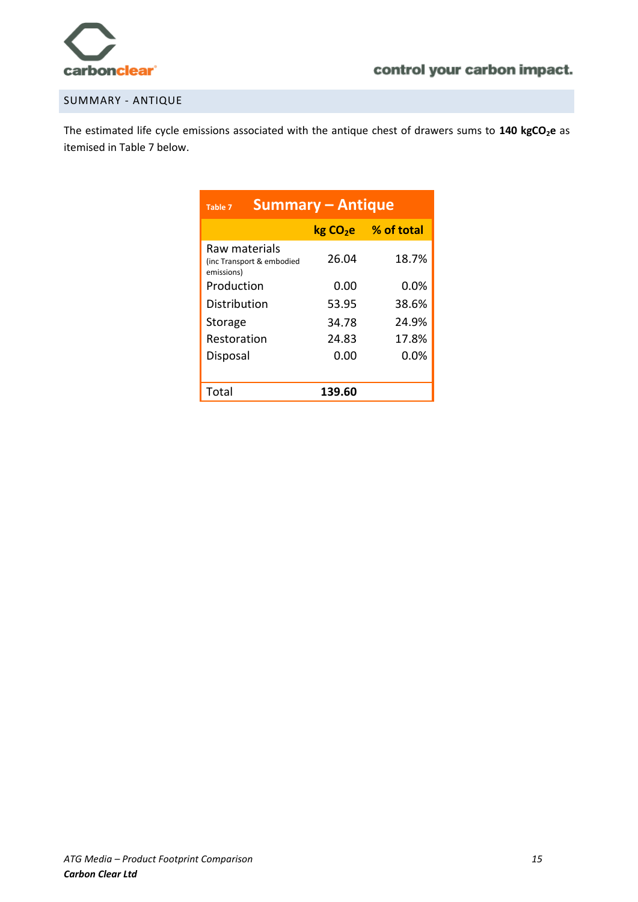## SUMMARY - ANTIQUE

The estimated life cycle emissions associated with the antique chest of drawers sums to **140 kg$CO_2$e** as itemised in Table 7 below.

| Table 7 Summary – Antique | kg $CO_2$e | % of total |
|---|---|---|
| Raw materials (inc Transport & embodied emissions) | 26.04 | 18.7% |
| Production | 0.00 | 0.0% |
| Distribution | 53.95 | 38.6% |
| Storage | 34.78 | 24.9% |
| Restoration | 24.83 | 17.8% |
| Disposal | 0.00 | 0.0% |
| Total | **139.60** | |

*ATG Media – Product Footprint Comparison*
***Carbon Clear Ltd***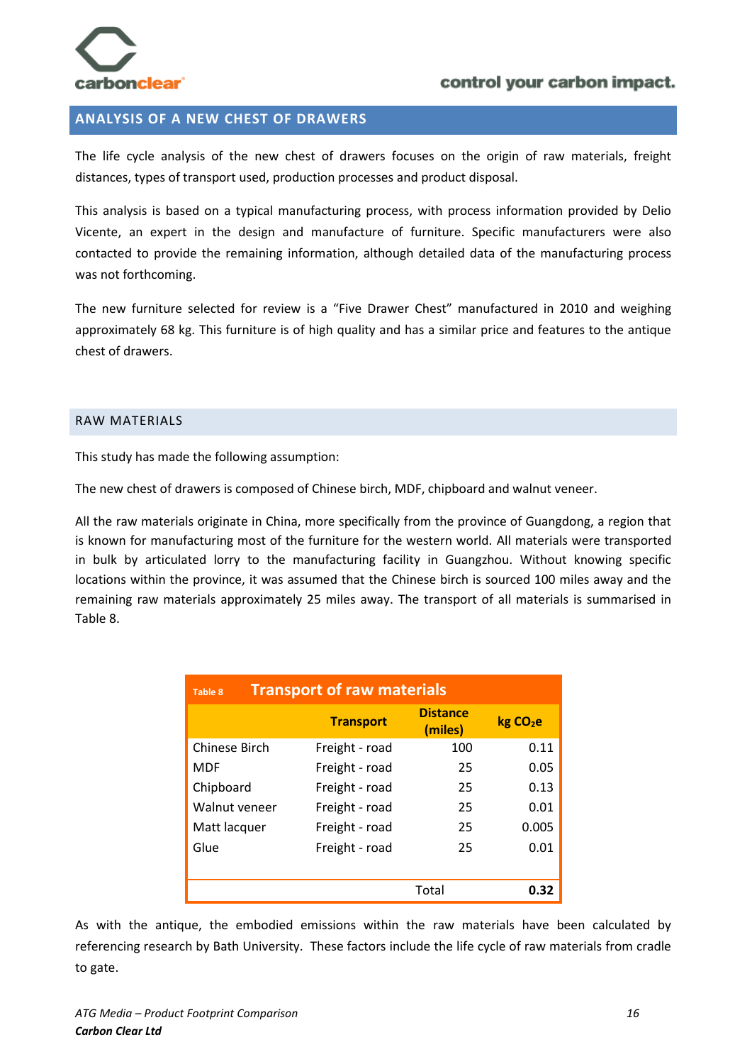## ANALYSIS OF A NEW CHEST OF DRAWERS

The life cycle analysis of the new chest of drawers focuses on the origin of raw materials, freight distances, types of transport used, production processes and product disposal.

This analysis is based on a typical manufacturing process, with process information provided by Delio Vicente, an expert in the design and manufacture of furniture. Specific manufacturers were also contacted to provide the remaining information, although detailed data of the manufacturing process was not forthcoming.

The new furniture selected for review is a "Five Drawer Chest" manufactured in 2010 and weighing approximately 68 kg. This furniture is of high quality and has a similar price and features to the antique chest of drawers.

### RAW MATERIALS

This study has made the following assumption:

The new chest of drawers is composed of Chinese birch, MDF, chipboard and walnut veneer.

All the raw materials originate in China, more specifically from the province of Guangdong, a region that is known for manufacturing most of the furniture for the western world. All materials were transported in bulk by articulated lorry to the manufacturing facility in Guangzhou. Without knowing specific locations within the province, it was assumed that the Chinese birch is sourced 100 miles away and the remaining raw materials approximately 25 miles away. The transport of all materials is summarised in Table 8.

**Table 8 Transport of raw materials**

| | Transport | Distance (miles) | kg $CO_2e$ |
|---|---|---|---|
| Chinese Birch | Freight - road | 100 | 0.11 |
| MDF | Freight - road | 25 | 0.05 |
| Chipboard | Freight - road | 25 | 0.13 |
| Walnut veneer | Freight - road | 25 | 0.01 |
| Matt lacquer | Freight - road | 25 | 0.005 |
| Glue | Freight - road | 25 | 0.01 |
| | | Total | **0.32** |

As with the antique, the embodied emissions within the raw materials have been calculated by referencing research by Bath University. These factors include the life cycle of raw materials from cradle to gate.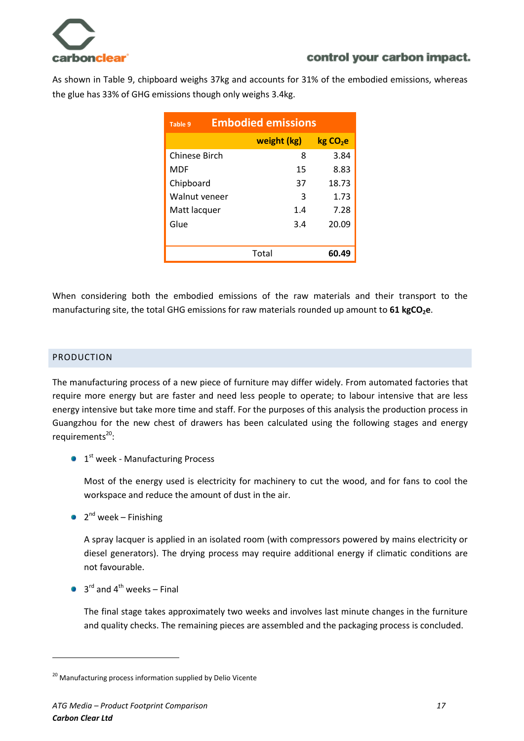As shown in Table 9, chipboard weighs 37kg and accounts for 31% of the embodied emissions, whereas the glue has 33% of GHG emissions though only weighs 3.4kg.

| Table 9 Embodied emissions | | |
|---|---|---|
| | weight (kg) | kg $CO_2e$ |
| Chinese Birch | 8 | 3.84 |
| MDF | 15 | 8.83 |
| Chipboard | 37 | 18.73 |
| Walnut veneer | 3 | 1.73 |
| Matt lacquer | 1.4 | 7.28 |
| Glue | 3.4 | 20.09 |
| | Total | **60.49** |

When considering both the embodied emissions of the raw materials and their transport to the manufacturing site, the total GHG emissions for raw materials rounded up amount to **61 kg$CO_2$e**.

## PRODUCTION

The manufacturing process of a new piece of furniture may differ widely. From automated factories that require more energy but are faster and need less people to operate; to labour intensive that are less energy intensive but take more time and staff. For the purposes of this analysis the production process in Guangzhou for the new chest of drawers has been calculated using the following stages and energy requirements[20]:

- 1st week - Manufacturing Process

  Most of the energy used is electricity for machinery to cut the wood, and for fans to cool the workspace and reduce the amount of dust in the air.

- 2nd week – Finishing

  A spray lacquer is applied in an isolated room (with compressors powered by mains electricity or diesel generators). The drying process may require additional energy if climatic conditions are not favourable.

- 3rd and 4th weeks – Final

  The final stage takes approximately two weeks and involves last minute changes in the furniture and quality checks. The remaining pieces are assembled and the packaging process is concluded.

[20] Manufacturing process information supplied by Delio Vicente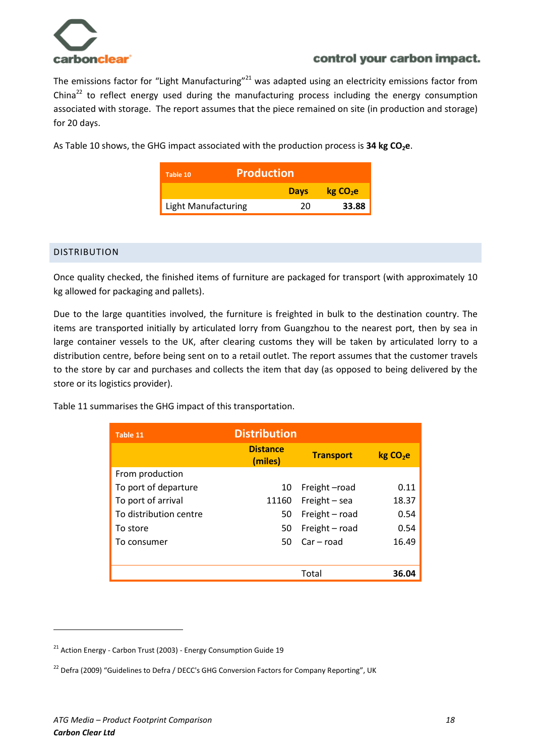The emissions factor for “Light Manufacturing”[21] was adapted using an electricity emissions factor from China[22] to reflect energy used during the manufacturing process including the energy consumption associated with storage. The report assumes that the piece remained on site (in production and storage) for 20 days.

As Table 10 shows, the GHG impact associated with the production process is **34 kg $CO_2$e**.

| Table 10 Production | Days | kg $CO_2$e |
|---|---|---|
| Light Manufacturing | 20 | **33.88** |

## DISTRIBUTION

Once quality checked, the finished items of furniture are packaged for transport (with approximately 10 kg allowed for packaging and pallets).

Due to the large quantities involved, the furniture is freighted in bulk to the destination country. The items are transported initially by articulated lorry from Guangzhou to the nearest port, then by sea in large container vessels to the UK, after clearing customs they will be taken by articulated lorry to a distribution centre, before being sent on to a retail outlet. The report assumes that the customer travels to the store by car and purchases and collects the item that day (as opposed to being delivered by the store or its logistics provider).

Table 11 summarises the GHG impact of this transportation.

| Table 11 Distribution | Distance (miles) | Transport | kg $CO_2$e |
|---|---|---|---|
| From production | | | |
| To port of departure | 10 | Freight –road | 0.11 |
| To port of arrival | 11160 | Freight – sea | 18.37 |
| To distribution centre | 50 | Freight – road | 0.54 |
| To store | 50 | Freight – road | 0.54 |
| To consumer | 50 | Car – road | 16.49 |
| | | Total | **36.04** |

[21] Action Energy - Carbon Trust (2003) - Energy Consumption Guide 19

[22] Defra (2009) “Guidelines to Defra / DECC's GHG Conversion Factors for Company Reporting”, UK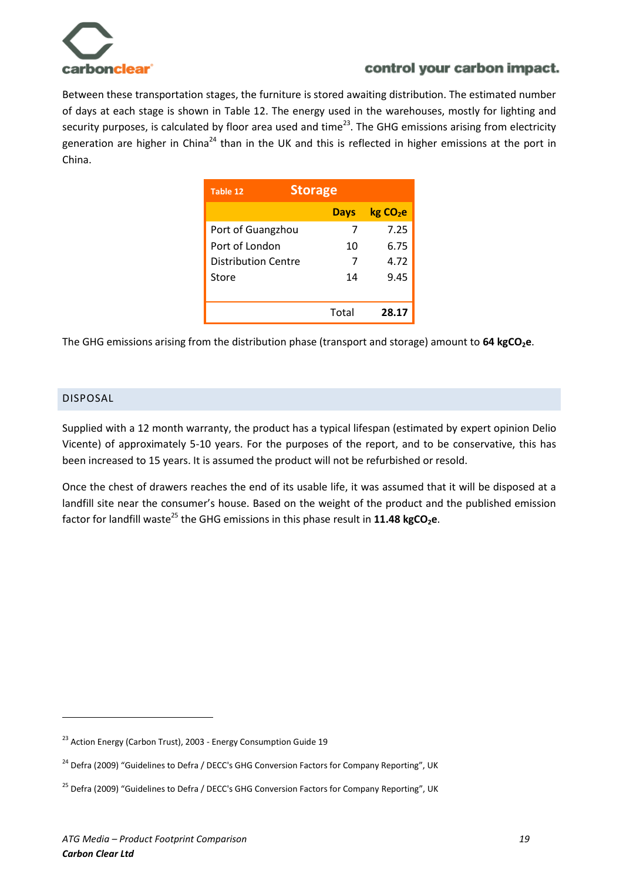Between these transportation stages, the furniture is stored awaiting distribution. The estimated number of days at each stage is shown in Table 12. The energy used in the warehouses, mostly for lighting and security purposes, is calculated by floor area used and time[23]. The GHG emissions arising from electricity generation are higher in China[24] than in the UK and this is reflected in higher emissions at the port in China.

| Table 12 Storage | Days | kg $CO_2$e |
|---|---|---|
| Port of Guangzhou | 7 | 7.25 |
| Port of London | 10 | 6.75 |
| Distribution Centre | 7 | 4.72 |
| Store | 14 | 9.45 |
| | Total | **28.17** |

The GHG emissions arising from the distribution phase (transport and storage) amount to **64 kg$CO_2$e**.

## DISPOSAL

Supplied with a 12 month warranty, the product has a typical lifespan (estimated by expert opinion Delio Vicente) of approximately 5-10 years. For the purposes of the report, and to be conservative, this has been increased to 15 years. It is assumed the product will not be refurbished or resold.

Once the chest of drawers reaches the end of its usable life, it was assumed that it will be disposed at a landfill site near the consumer's house. Based on the weight of the product and the published emission factor for landfill waste[25] the GHG emissions in this phase result in **11.48 kg$CO_2$e**.

---

[23] Action Energy (Carbon Trust), 2003 - Energy Consumption Guide 19

[24] Defra (2009) "Guidelines to Defra / DECC's GHG Conversion Factors for Company Reporting", UK

[25] Defra (2009) "Guidelines to Defra / DECC's GHG Conversion Factors for Company Reporting", UK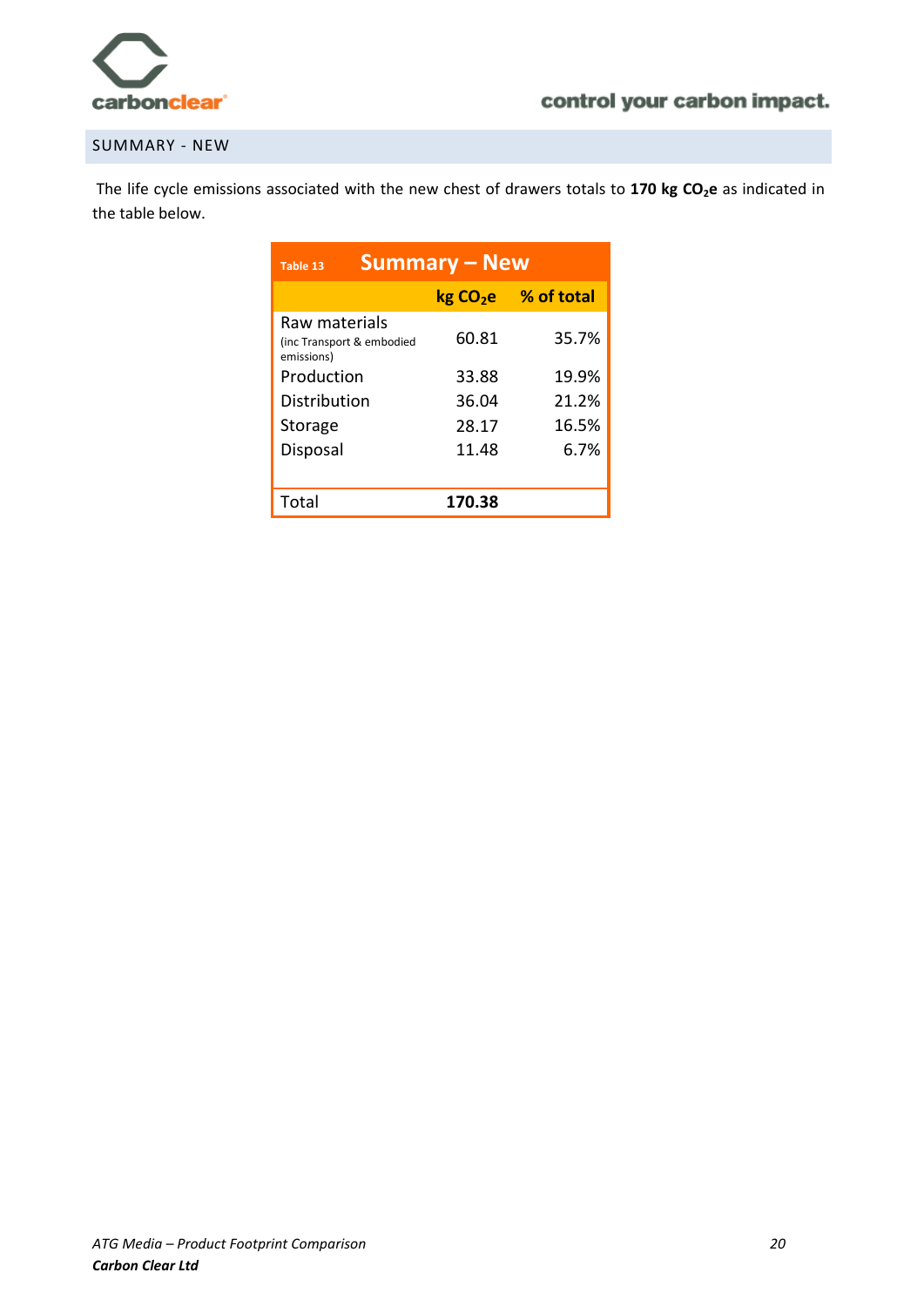## SUMMARY - NEW

The life cycle emissions associated with the new chest of drawers totals to **170 kg $CO_2$e** as indicated in the table below.

Table 13 **Summary – New**

| | kg $CO_2$e | % of total |
|---|---|---|
| Raw materials (inc Transport & embodied emissions) | 60.81 | 35.7% |
| Production | 33.88 | 19.9% |
| Distribution | 36.04 | 21.2% |
| Storage | 28.17 | 16.5% |
| Disposal | 11.48 | 6.7% |
| Total | **170.38** | |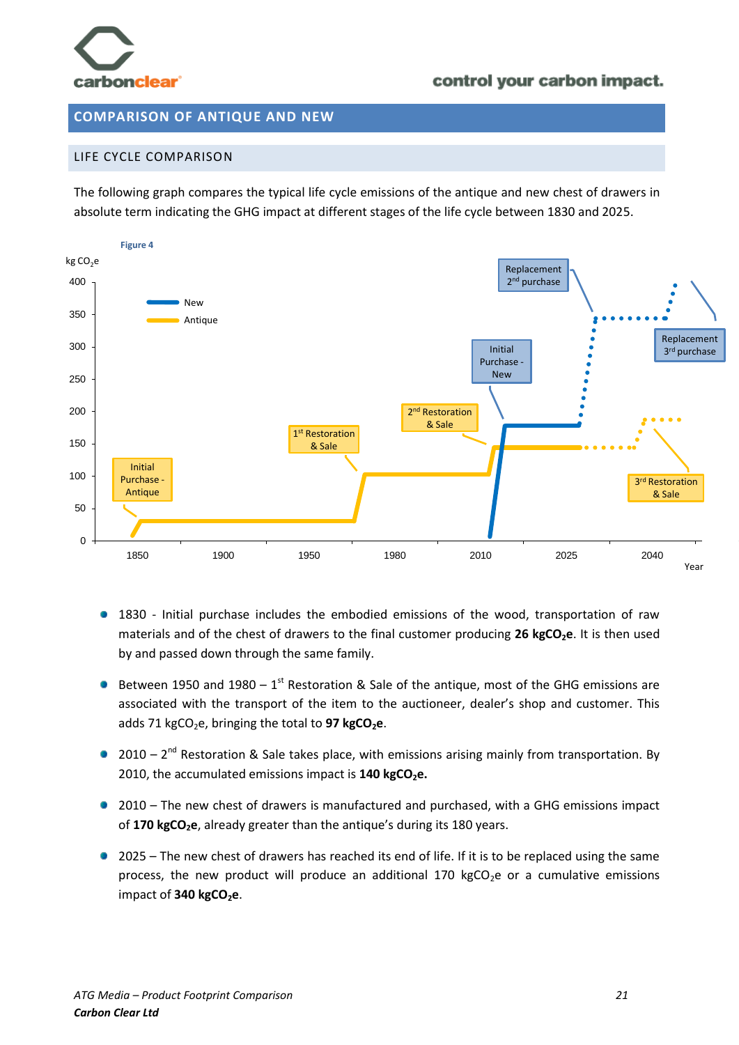## COMPARISON OF ANTIQUE AND NEW

### LIFE CYCLE COMPARISON

The following graph compares the typical life cycle emissions of the antique and new chest of drawers in absolute term indicating the GHG impact at different stages of the life cycle between 1830 and 2025.

Figure 4

- 1830 - Initial purchase includes the embodied emissions of the wood, transportation of raw materials and of the chest of drawers to the final customer producing **26 kg$CO_2$e**. It is then used by and passed down through the same family.

- Between 1950 and 1980 – 1st Restoration & Sale of the antique, most of the GHG emissions are associated with the transport of the item to the auctioneer, dealer's shop and customer. This adds 71 kg$CO_2$e, bringing the total to **97 kg$CO_2$e**.

- 2010 – 2nd Restoration & Sale takes place, with emissions arising mainly from transportation. By 2010, the accumulated emissions impact is **140 kg$CO_2$e.**

- 2010 – The new chest of drawers is manufactured and purchased, with a GHG emissions impact of **170 kg$CO_2$e**, already greater than the antique's during its 180 years.

- 2025 – The new chest of drawers has reached its end of life. If it is to be replaced using the same process, the new product will produce an additional 170 kg$CO_2$e or a cumulative emissions impact of **340 kg$CO_2$e**.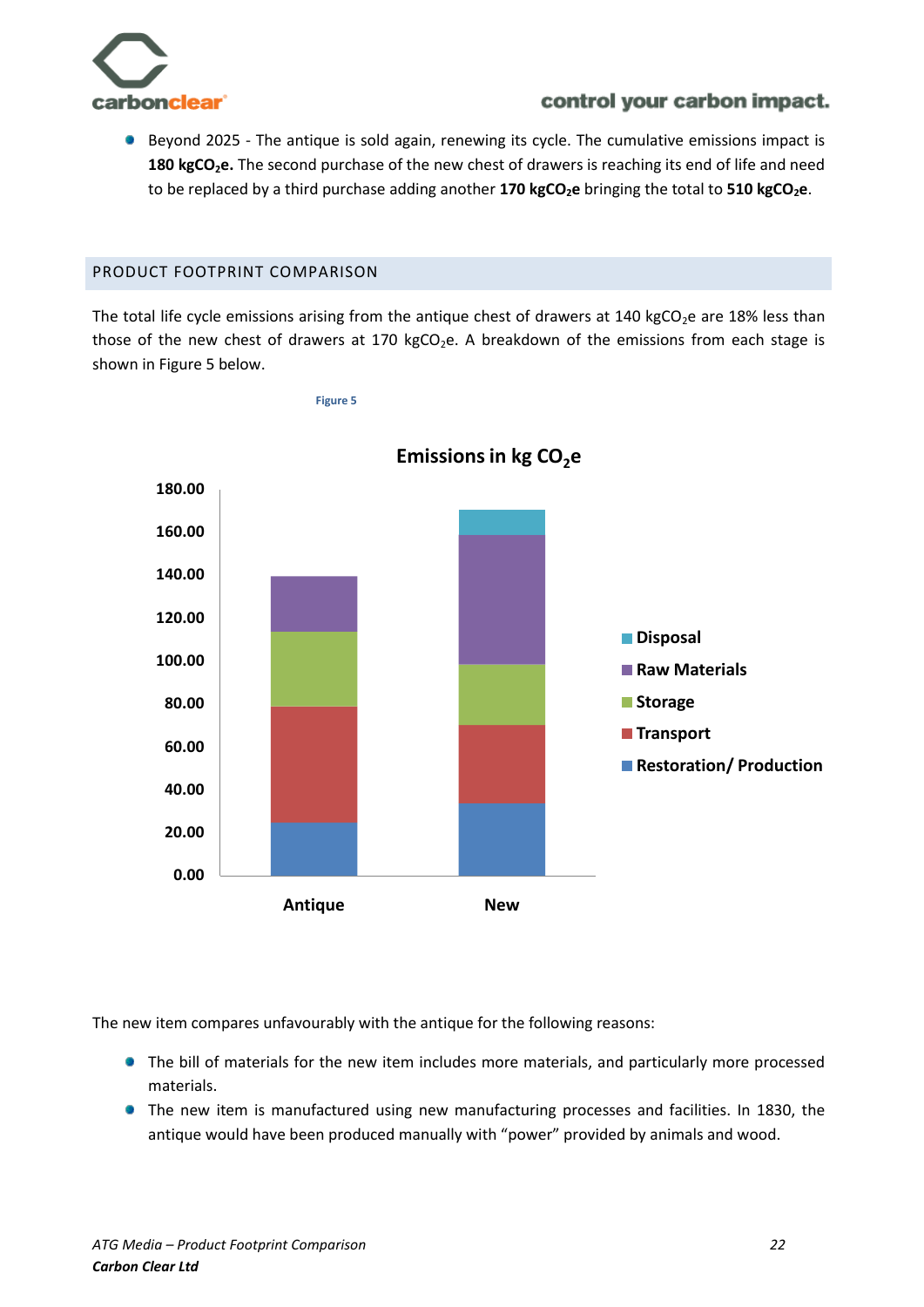- Beyond 2025 - The antique is sold again, renewing its cycle. The cumulative emissions impact is **180 kg$CO_2$e.** The second purchase of the new chest of drawers is reaching its end of life and need to be replaced by a third purchase adding another **170 kg$CO_2$e** bringing the total to **510 kg$CO_2$e**.

## PRODUCT FOOTPRINT COMPARISON

The total life cycle emissions arising from the antique chest of drawers at 140 kg$CO_2$e are 18% less than those of the new chest of drawers at 170 kg$CO_2$e. A breakdown of the emissions from each stage is shown in Figure 5 below.

Figure 5

The new item compares unfavourably with the antique for the following reasons:

- The bill of materials for the new item includes more materials, and particularly more processed materials.
- The new item is manufactured using new manufacturing processes and facilities. In 1830, the antique would have been produced manually with "power" provided by animals and wood.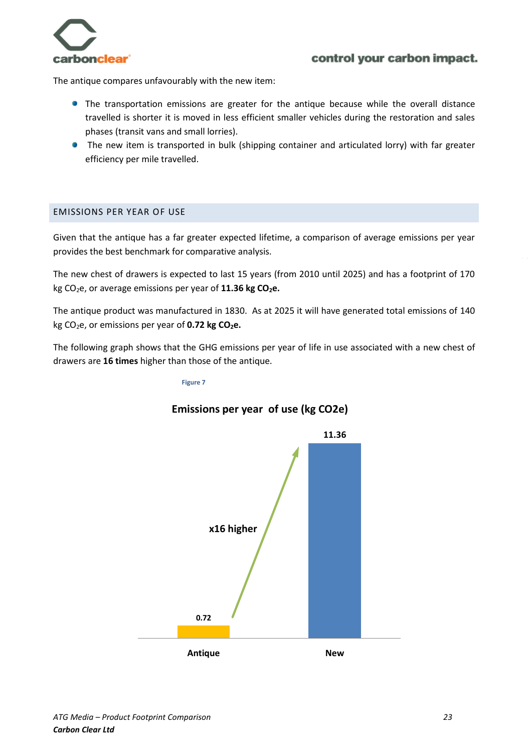The antique compares unfavourably with the new item:

- The transportation emissions are greater for the antique because while the overall distance travelled is shorter it is moved in less efficient smaller vehicles during the restoration and sales phases (transit vans and small lorries).
- The new item is transported in bulk (shipping container and articulated lorry) with far greater efficiency per mile travelled.

## EMISSIONS PER YEAR OF USE

Given that the antique has a far greater expected lifetime, a comparison of average emissions per year provides the best benchmark for comparative analysis.

The new chest of drawers is expected to last 15 years (from 2010 until 2025) and has a footprint of 170 kg $CO_2$e, or average emissions per year of **11.36 kg $CO_2$e.**

The antique product was manufactured in 1830. As at 2025 it will have generated total emissions of 140 kg $CO_2$e, or emissions per year of **0.72 kg $CO_2$e.**

The following graph shows that the GHG emissions per year of life in use associated with a new chest of drawers are **16 times** higher than those of the antique.

Figure 7

**Emissions per year of use (kg CO2e)**

| | Emissions per year of use (kg CO2e) |
|---|---|
| Antique | 0.72 |
| New | 11.36 |

x16 higher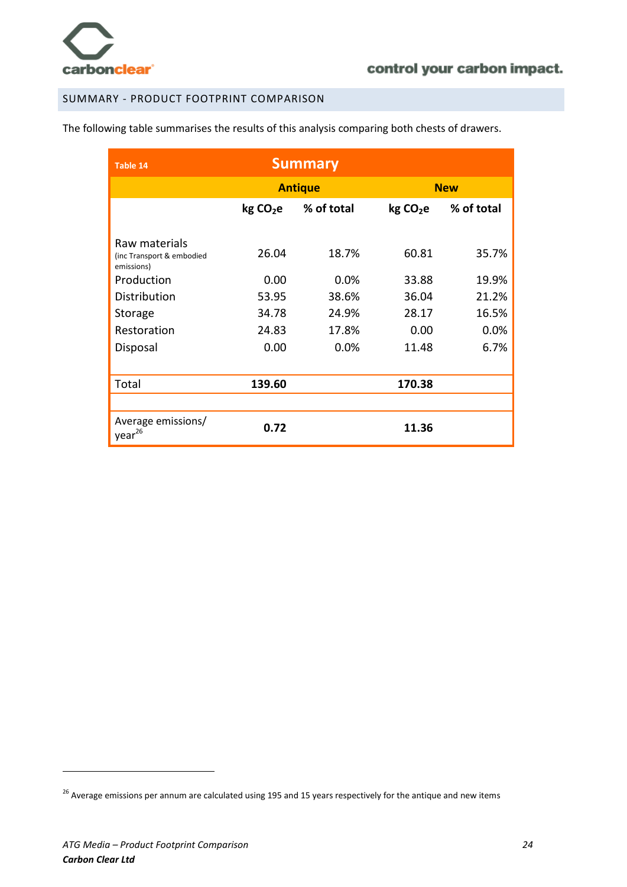## SUMMARY - PRODUCT FOOTPRINT COMPARISON

The following table summarises the results of this analysis comparing both chests of drawers.

| Table 14 | Summary | | | |
|---|---|---|---|---|
| | **Antique** | | **New** | |
| | **kg $CO_2e$** | **% of total** | **kg $CO_2e$** | **% of total** |
| Raw materials (inc Transport & embodied emissions) | 26.04 | 18.7% | 60.81 | 35.7% |
| Production | 0.00 | 0.0% | 33.88 | 19.9% |
| Distribution | 53.95 | 38.6% | 36.04 | 21.2% |
| Storage | 34.78 | 24.9% | 28.17 | 16.5% |
| Restoration | 24.83 | 17.8% | 0.00 | 0.0% |
| Disposal | 0.00 | 0.0% | 11.48 | 6.7% |
| Total | **139.60** | | **170.38** | |
| Average emissions/ year[26] | **0.72** | | **11.36** | |

[26] Average emissions per annum are calculated using 195 and 15 years respectively for the antique and new items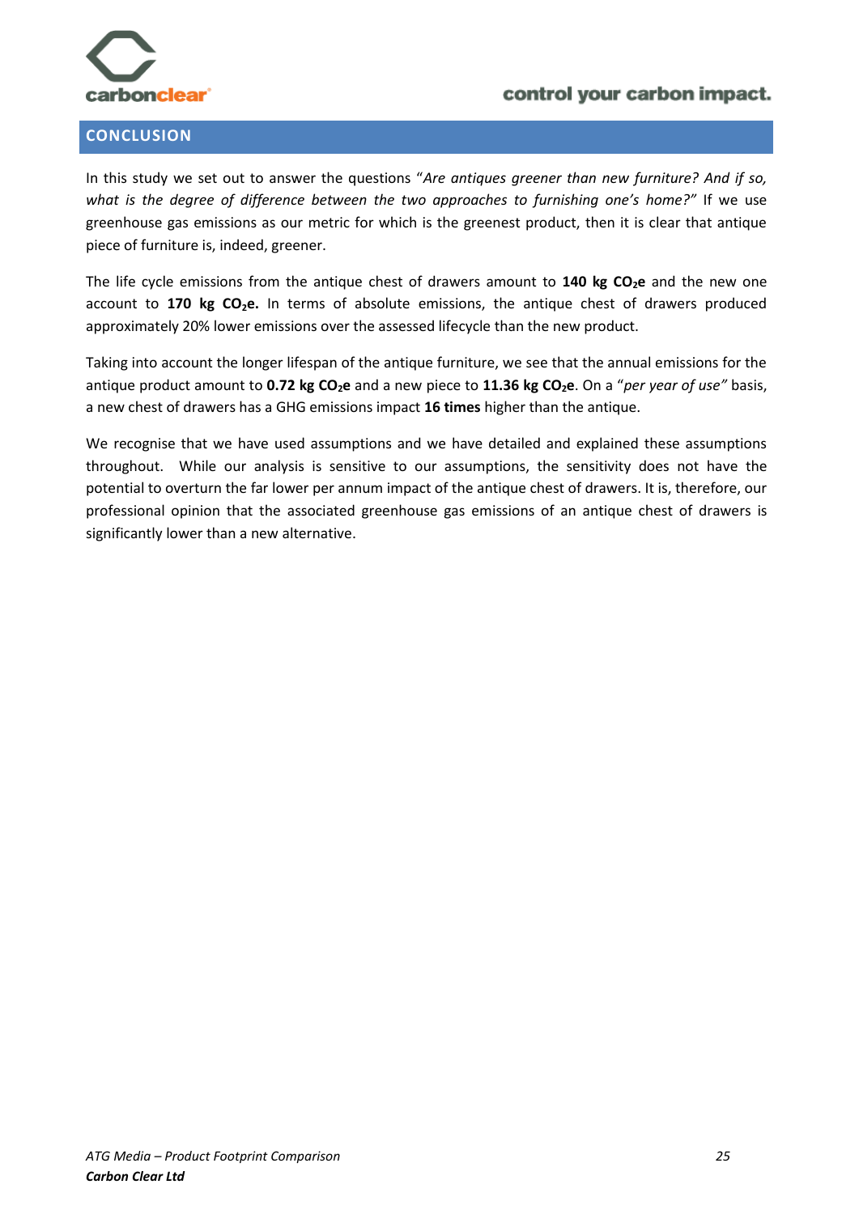## CONCLUSION

In this study we set out to answer the questions "*Are antiques greener than new furniture? And if so, what is the degree of difference between the two approaches to furnishing one's home?"* If we use greenhouse gas emissions as our metric for which is the greenest product, then it is clear that antique piece of furniture is, indeed, greener.

The life cycle emissions from the antique chest of drawers amount to **140 kg $CO_2$e** and the new one account to **170 kg $CO_2$e.** In terms of absolute emissions, the antique chest of drawers produced approximately 20% lower emissions over the assessed lifecycle than the new product.

Taking into account the longer lifespan of the antique furniture, we see that the annual emissions for the antique product amount to **0.72 kg $CO_2$e** and a new piece to **11.36 kg $CO_2$e**. On a "*per year of use"* basis, a new chest of drawers has a GHG emissions impact **16 times** higher than the antique.

We recognise that we have used assumptions and we have detailed and explained these assumptions throughout. While our analysis is sensitive to our assumptions, the sensitivity does not have the potential to overturn the far lower per annum impact of the antique chest of drawers. It is, therefore, our professional opinion that the associated greenhouse gas emissions of an antique chest of drawers is significantly lower than a new alternative.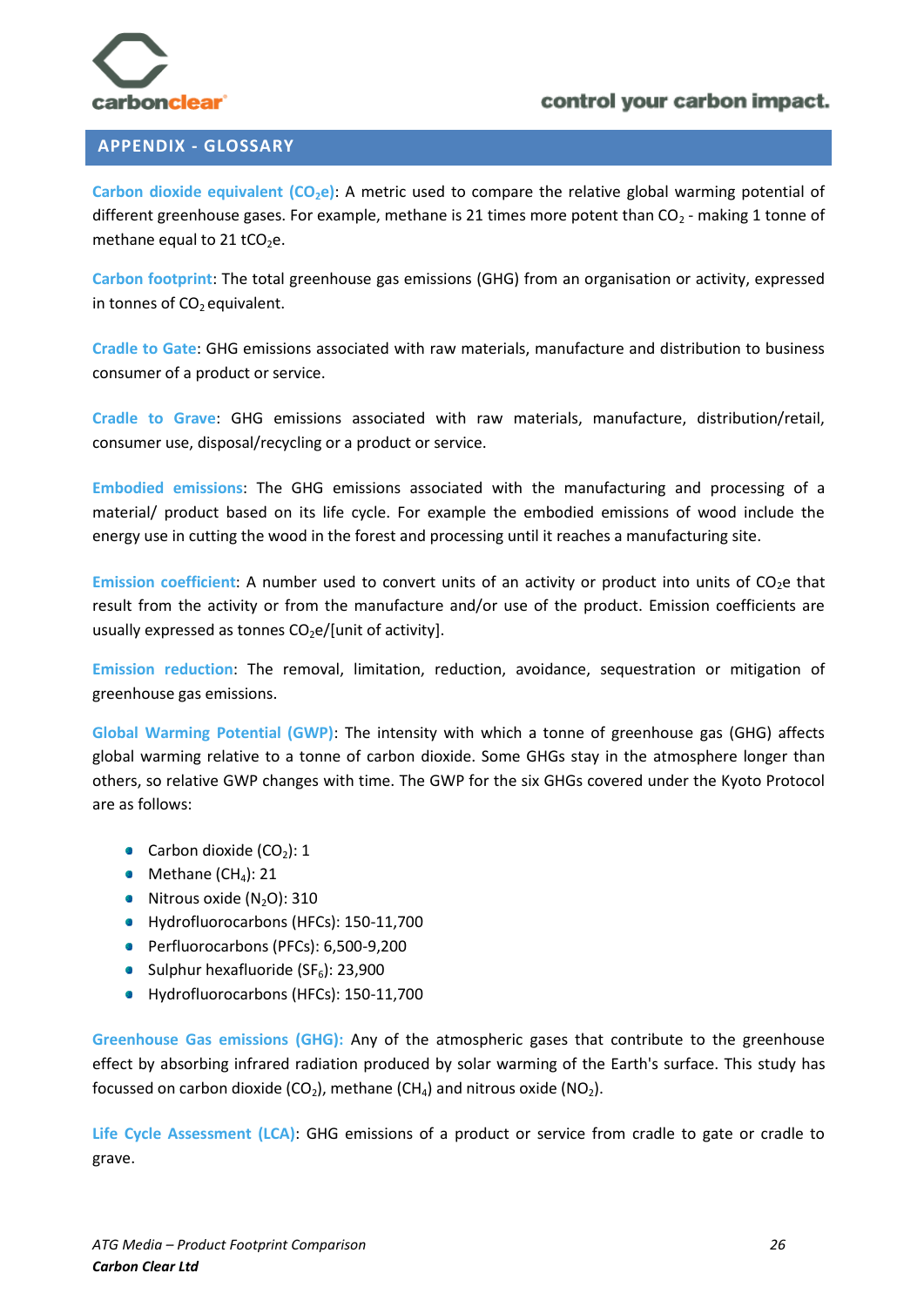## APPENDIX - GLOSSARY

**Carbon dioxide equivalent ($CO_2e$)**: A metric used to compare the relative global warming potential of different greenhouse gases. For example, methane is 21 times more potent than $CO_2$ - making 1 tonne of methane equal to 21 $tCO_2e$.

**Carbon footprint**: The total greenhouse gas emissions (GHG) from an organisation or activity, expressed in tonnes of $CO_2$ equivalent.

**Cradle to Gate**: GHG emissions associated with raw materials, manufacture and distribution to business consumer of a product or service.

**Cradle to Grave**: GHG emissions associated with raw materials, manufacture, distribution/retail, consumer use, disposal/recycling or a product or service.

**Embodied emissions**: The GHG emissions associated with the manufacturing and processing of a material/ product based on its life cycle. For example the embodied emissions of wood include the energy use in cutting the wood in the forest and processing until it reaches a manufacturing site.

**Emission coefficient**: A number used to convert units of an activity or product into units of $CO_2e$ that result from the activity or from the manufacture and/or use of the product. Emission coefficients are usually expressed as tonnes $CO_2e$/[unit of activity].

**Emission reduction**: The removal, limitation, reduction, avoidance, sequestration or mitigation of greenhouse gas emissions.

**Global Warming Potential (GWP)**: The intensity with which a tonne of greenhouse gas (GHG) affects global warming relative to a tonne of carbon dioxide. Some GHGs stay in the atmosphere longer than others, so relative GWP changes with time. The GWP for the six GHGs covered under the Kyoto Protocol are as follows:

- Carbon dioxide ($CO_2$): 1
- Methane ($CH_4$): 21
- Nitrous oxide ($N_2O$): 310
- Hydrofluorocarbons (HFCs): 150-11,700
- Perfluorocarbons (PFCs): 6,500-9,200
- Sulphur hexafluoride ($SF_6$): 23,900
- Hydrofluorocarbons (HFCs): 150-11,700

**Greenhouse Gas emissions (GHG):** Any of the atmospheric gases that contribute to the greenhouse effect by absorbing infrared radiation produced by solar warming of the Earth's surface. This study has focussed on carbon dioxide ($CO_2$), methane ($CH_4$) and nitrous oxide ($NO_2$).

**Life Cycle Assessment (LCA)**: GHG emissions of a product or service from cradle to gate or cradle to grave.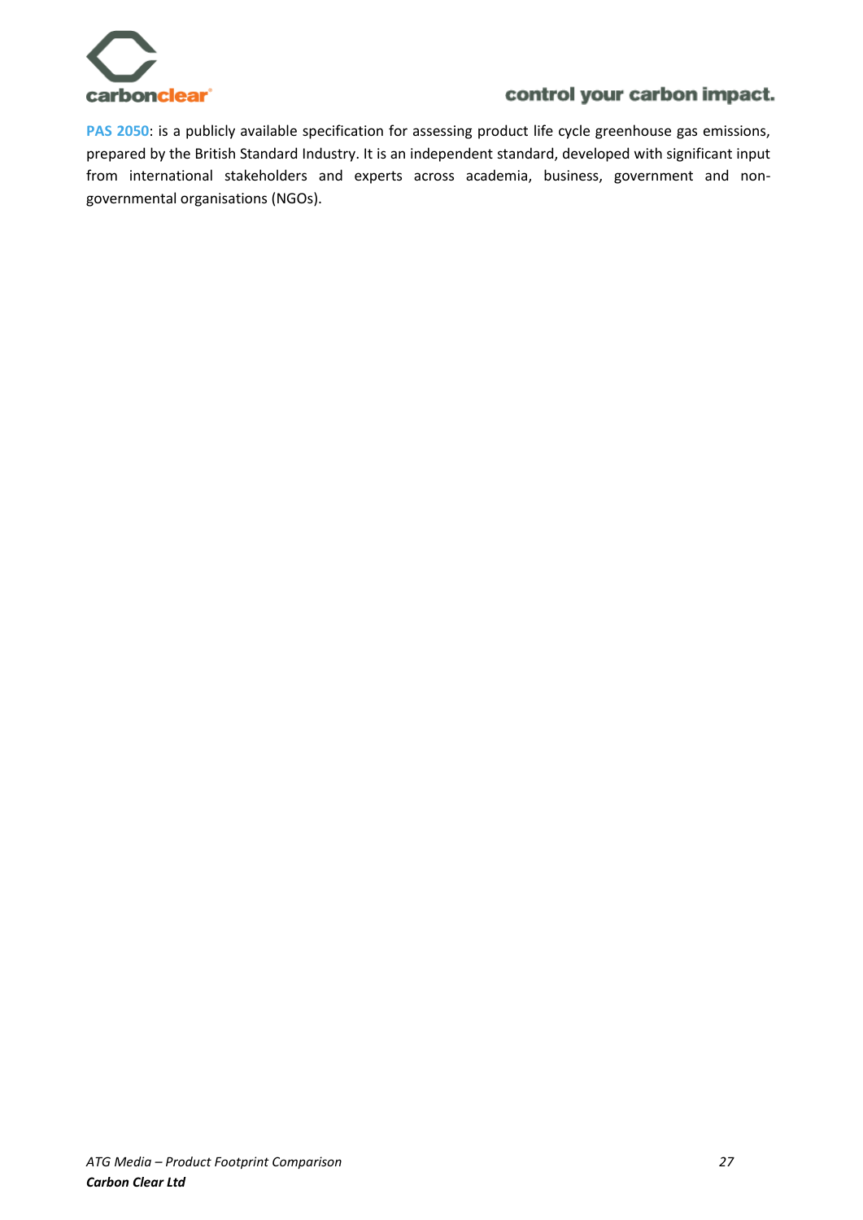**PAS 2050**: is a publicly available specification for assessing product life cycle greenhouse gas emissions, prepared by the British Standard Industry. It is an independent standard, developed with significant input from international stakeholders and experts across academia, business, government and non-governmental organisations (NGOs).